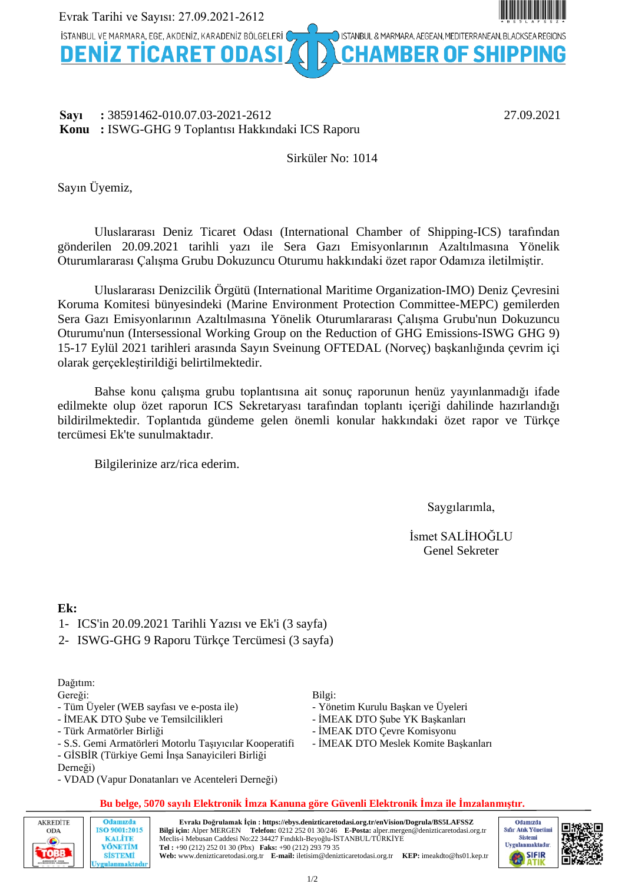Evrak Tarihi ve Sayısı: 27.09.2021-2612

İSTANBUL VE MARMARA, EGE, AKDENİZ, KARADENİZ BÖLGELERİ / ISTANBUL & MARMARA, AEGEAN, MEDITERRANEAN, BLACKSEA REGIONS

**DENİZ TİCARET ODASI / CHAMBER OF SHIPPING**

**Sayı** : 38591462-010.07.03-2021-2612 — 27.09.2021

**Konu** : ISWG-GHG 9 Toplantısı Hakkındaki ICS Raporu

Sirküler No: 1014

Sayın Üyemiz,

Uluslararası Deniz Ticaret Odası (International Chamber of Shipping-ICS) tarafından gönderilen 20.09.2021 tarihli yazı ile Sera Gazı Emisyonlarının Azaltılmasına Yönelik Oturumlararası Çalışma Grubu Dokuzuncu Oturumu hakkındaki özet rapor Odamıza iletilmiştir.

Uluslararası Denizcilik Örgütü (International Maritime Organization-IMO) Deniz Çevresini Koruma Komitesi bünyesindeki (Marine Environment Protection Committee-MEPC) gemilerden Sera Gazı Emisyonlarının Azaltılmasına Yönelik Oturumlararası Çalışma Grubu'nun Dokuzuncu Oturumu'nun (Intersessional Working Group on the Reduction of GHG Emissions-ISWG GHG 9) 15-17 Eylül 2021 tarihleri arasında Sayın Sveinung OFTEDAL (Norveç) başkanlığında çevrim içi olarak gerçekleştirildiği belirtilmektedir.

Bahse konu çalışma grubu toplantısına ait sonuç raporunun henüz yayınlanmadığı ifade edilmekte olup özet raporun ICS Sekretaryası tarafından toplantı içeriği dahilinde hazırlandığı bildirilmektedir. Toplantıda gündeme gelen önemli konular hakkındaki özet rapor ve Türkçe tercümesi Ek'te sunulmaktadır.

Bilgilerinize arz/rica ederim.

Saygılarımla,

İsmet SALİHOĞLU
Genel Sekreter

**Ek:**

1- ICS'in 20.09.2021 Tarihli Yazısı ve Ek'i (3 sayfa)
2- ISWG-GHG 9 Raporu Türkçe Tercümesi (3 sayfa)

Dağıtım:

Gereği:
- Tüm Üyeler (WEB sayfası ve e-posta ile)
- İMEAK DTO Şube ve Temsilcilikleri
- Türk Armatörler Birliği
- S.S. Gemi Armatörleri Motorlu Taşıyıcılar Kooperatifi
- GİSBİR (Türkiye Gemi İnşa Sanayicileri Birliği Derneği)
- VDAD (Vapur Donatanları ve Acenteleri Derneği)

Bilgi:
- Yönetim Kurulu Başkan ve Üyeleri
- İMEAK DTO Şube YK Başkanları
- İMEAK DTO Çevre Komisyonu
- İMEAK DTO Meslek Komite Başkanları

**Bu belge, 5070 sayılı Elektronik İmza Kanuna göre Güvenli Elektronik İmza ile İmzalanmıştır.**

**Evrakı Doğrulamak İçin : https://ebys.denizticaretodasi.org.tr/enVision/Dogrula/BS5LAFSSZ**
**Bilgi için:** Alper MERGEN **Telefon:** 0212 252 01 30/246 **E-Posta:** alper.mergen@denizticaretodasi.org.tr
Meclis-i Mebusan Caddesi No:22 34427 Fındıklı-Beyoğlu-İSTANBUL/TÜRKİYE
**Tel :** +90 (212) 252 01 30 (Pbx) **Faks:** +90 (212) 293 79 35
**Web:** www.denizticaretodasi.org.tr **E-mail:** iletisim@denizticaretodasi.org.tr **KEP:** imeakdto@hs01.kep.tr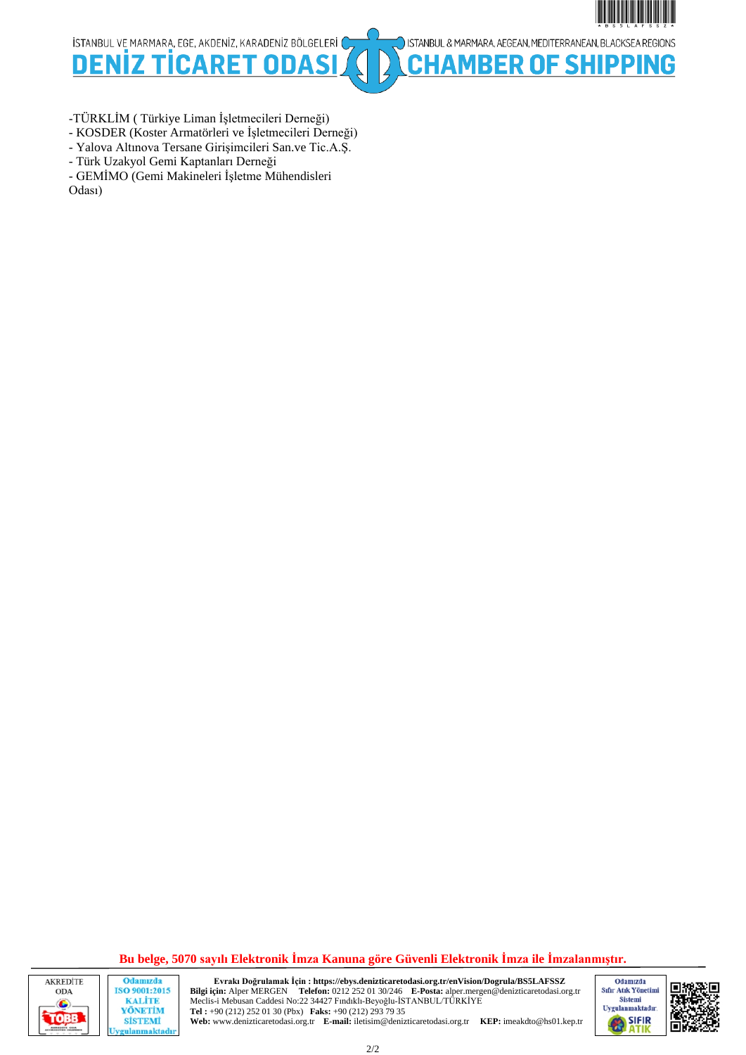-TÜRKLİM ( Türkiye Liman İşletmecileri Derneği)
- KOSDER (Koster Armatörleri ve İşletmecileri Derneği)
- Yalova Altınova Tersane Girişimcileri San.ve Tic.A.Ş.
- Türk Uzakyol Gemi Kaptanları Derneği
- GEMİMO (Gemi Makineleri İşletme Mühendisleri Odası)

**Bu belge, 5070 sayılı Elektronik İmza Kanuna göre Güvenli Elektronik İmza ile İmzalanmıştır.**

**Evrakı Doğrulamak İçin : https://ebys.denizticaretodasi.org.tr/enVision/Dogrula/BS5LAFSSZ**
**Bilgi için:** Alper MERGEN **Telefon:** 0212 252 01 30/246 **E-Posta:** alper.mergen@denizticaretodasi.org.tr
Meclis-i Mebusan Caddesi No:22 34427 Fındıklı-Beyoğlu-İSTANBUL/TÜRKİYE
**Tel :** +90 (212) 252 01 30 (Pbx) **Faks:** +90 (212) 293 79 35
**Web:** www.denizticaretodasi.org.tr **E-mail:** iletisim@denizticaretodasi.org.tr **KEP:** imeakdto@hs01.kep.tr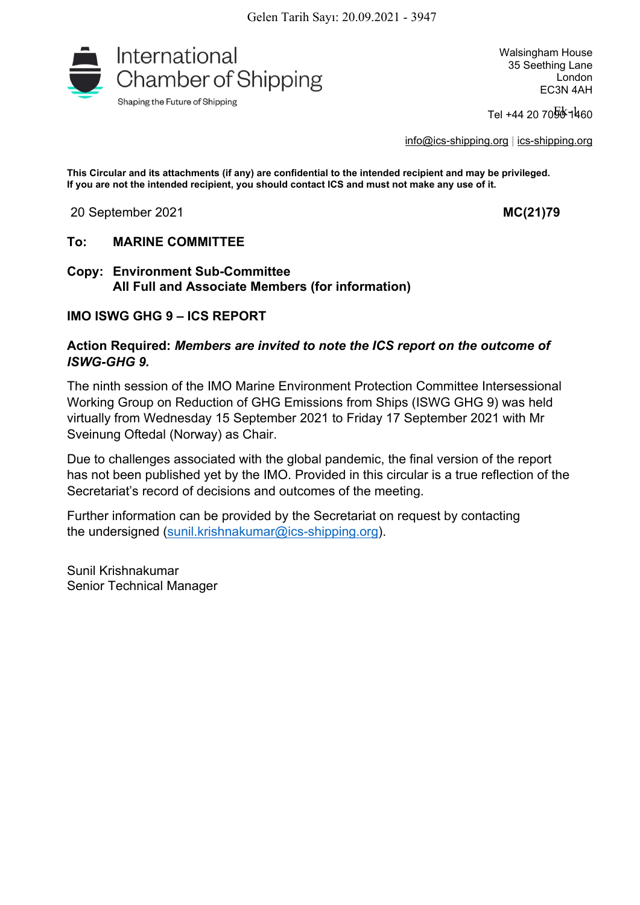Gelen Tarih Sayı: 20.09.2021 - 3947

International Chamber of Shipping

Shaping the Future of Shipping

Walsingham House
35 Seething Lane
London
EC3N 4AH

Tel +44 20 7090 1460

Ek-1

info@ics-shipping.org | ics-shipping.org

**This Circular and its attachments (if any) are confidential to the intended recipient and may be privileged. If you are not the intended recipient, you should contact ICS and must not make any use of it.**

20 September 2021 **MC(21)79**

**To: MARINE COMMITTEE**

**Copy: Environment Sub-Committee**
**All Full and Associate Members (for information)**

**IMO ISWG GHG 9 – ICS REPORT**

**Action Required:** ***Members are invited to note the ICS report on the outcome of ISWG-GHG 9.***

The ninth session of the IMO Marine Environment Protection Committee Intersessional Working Group on Reduction of GHG Emissions from Ships (ISWG GHG 9) was held virtually from Wednesday 15 September 2021 to Friday 17 September 2021 with Mr Sveinung Oftedal (Norway) as Chair.

Due to challenges associated with the global pandemic, the final version of the report has not been published yet by the IMO. Provided in this circular is a true reflection of the Secretariat's record of decisions and outcomes of the meeting.

Further information can be provided by the Secretariat on request by contacting the undersigned (sunil.krishnakumar@ics-shipping.org).

Sunil Krishnakumar
Senior Technical Manager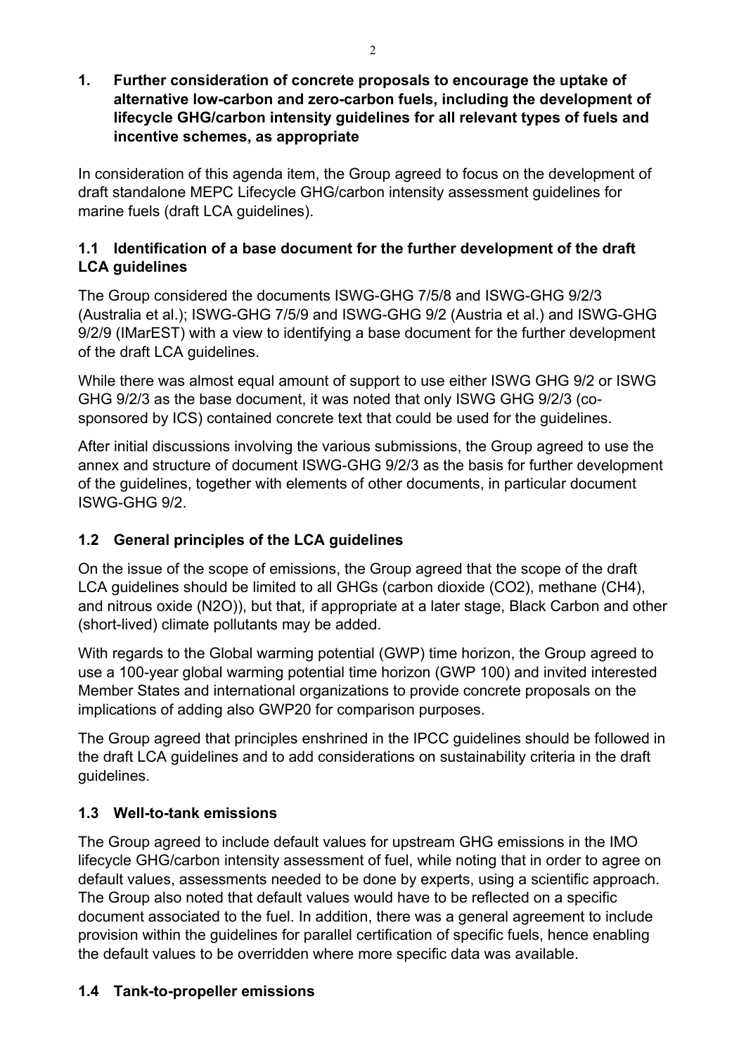## 1. Further consideration of concrete proposals to encourage the uptake of alternative low-carbon and zero-carbon fuels, including the development of lifecycle GHG/carbon intensity guidelines for all relevant types of fuels and incentive schemes, as appropriate

In consideration of this agenda item, the Group agreed to focus on the development of draft standalone MEPC Lifecycle GHG/carbon intensity assessment guidelines for marine fuels (draft LCA guidelines).

### 1.1 Identification of a base document for the further development of the draft LCA guidelines

The Group considered the documents ISWG-GHG 7/5/8 and ISWG-GHG 9/2/3 (Australia et al.); ISWG-GHG 7/5/9 and ISWG-GHG 9/2 (Austria et al.) and ISWG-GHG 9/2/9 (IMarEST) with a view to identifying a base document for the further development of the draft LCA guidelines.

While there was almost equal amount of support to use either ISWG GHG 9/2 or ISWG GHG 9/2/3 as the base document, it was noted that only ISWG GHG 9/2/3 (co-sponsored by ICS) contained concrete text that could be used for the guidelines.

After initial discussions involving the various submissions, the Group agreed to use the annex and structure of document ISWG-GHG 9/2/3 as the basis for further development of the guidelines, together with elements of other documents, in particular document ISWG-GHG 9/2.

### 1.2 General principles of the LCA guidelines

On the issue of the scope of emissions, the Group agreed that the scope of the draft LCA guidelines should be limited to all GHGs (carbon dioxide ($CO_2$), methane ($CH_4$), and nitrous oxide ($N_2O$)), but that, if appropriate at a later stage, Black Carbon and other (short-lived) climate pollutants may be added.

With regards to the Global warming potential (GWP) time horizon, the Group agreed to use a 100-year global warming potential time horizon (GWP 100) and invited interested Member States and international organizations to provide concrete proposals on the implications of adding also GWP20 for comparison purposes.

The Group agreed that principles enshrined in the IPCC guidelines should be followed in the draft LCA guidelines and to add considerations on sustainability criteria in the draft guidelines.

### 1.3 Well-to-tank emissions

The Group agreed to include default values for upstream GHG emissions in the IMO lifecycle GHG/carbon intensity assessment of fuel, while noting that in order to agree on default values, assessments needed to be done by experts, using a scientific approach. The Group also noted that default values would have to be reflected on a specific document associated to the fuel. In addition, there was a general agreement to include provision within the guidelines for parallel certification of specific fuels, hence enabling the default values to be overridden where more specific data was available.

### 1.4 Tank-to-propeller emissions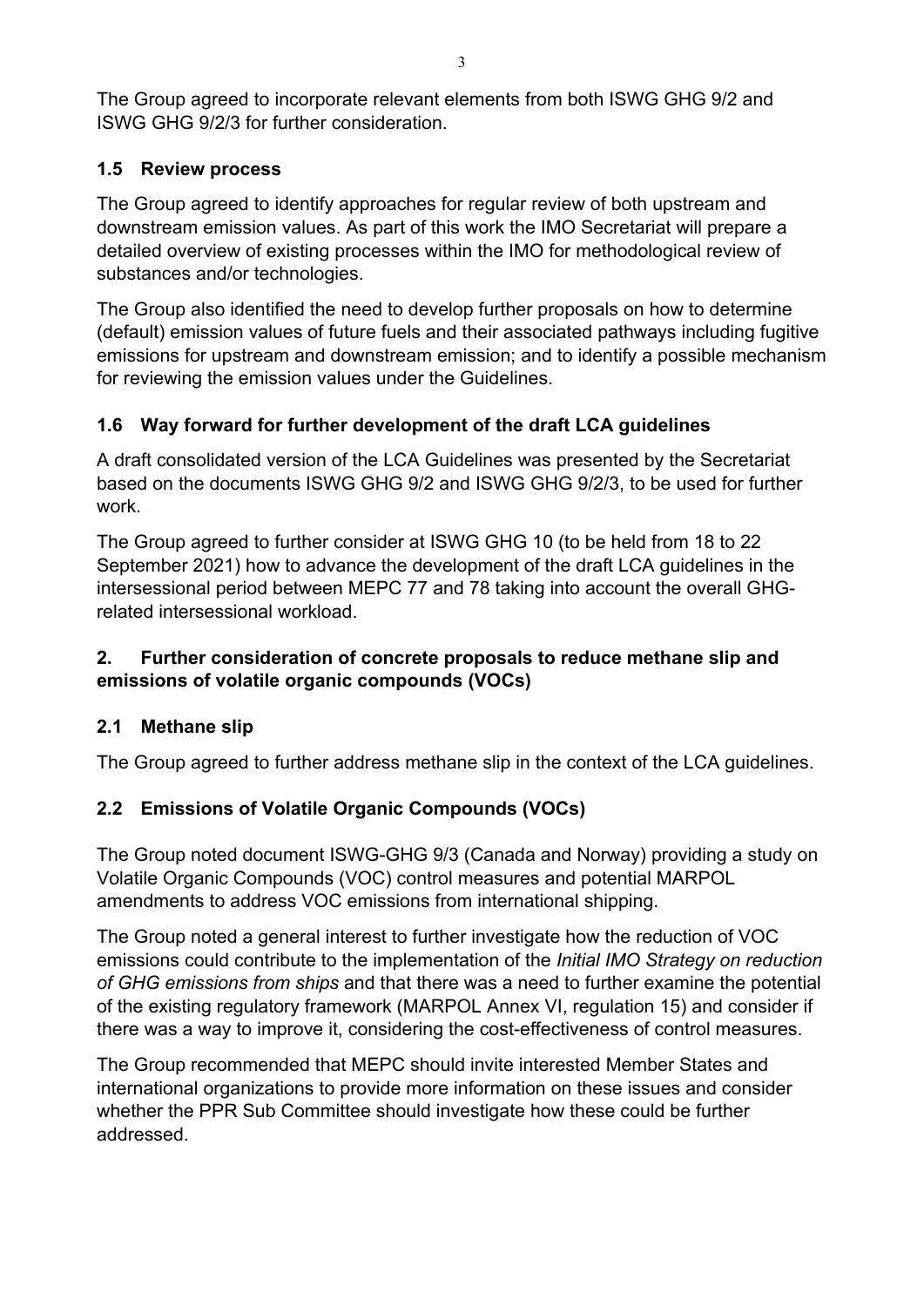The Group agreed to incorporate relevant elements from both ISWG GHG 9/2 and ISWG GHG 9/2/3 for further consideration.

### 1.5 Review process

The Group agreed to identify approaches for regular review of both upstream and downstream emission values. As part of this work the IMO Secretariat will prepare a detailed overview of existing processes within the IMO for methodological review of substances and/or technologies.

The Group also identified the need to develop further proposals on how to determine (default) emission values of future fuels and their associated pathways including fugitive emissions for upstream and downstream emission; and to identify a possible mechanism for reviewing the emission values under the Guidelines.

### 1.6 Way forward for further development of the draft LCA guidelines

A draft consolidated version of the LCA Guidelines was presented by the Secretariat based on the documents ISWG GHG 9/2 and ISWG GHG 9/2/3, to be used for further work.

The Group agreed to further consider at ISWG GHG 10 (to be held from 18 to 22 September 2021) how to advance the development of the draft LCA guidelines in the intersessional period between MEPC 77 and 78 taking into account the overall GHG-related intersessional workload.

## 2. Further consideration of concrete proposals to reduce methane slip and emissions of volatile organic compounds (VOCs)

### 2.1 Methane slip

The Group agreed to further address methane slip in the context of the LCA guidelines.

### 2.2 Emissions of Volatile Organic Compounds (VOCs)

The Group noted document ISWG-GHG 9/3 (Canada and Norway) providing a study on Volatile Organic Compounds (VOC) control measures and potential MARPOL amendments to address VOC emissions from international shipping.

The Group noted a general interest to further investigate how the reduction of VOC emissions could contribute to the implementation of the *Initial IMO Strategy on reduction of GHG emissions from ships* and that there was a need to further examine the potential of the existing regulatory framework (MARPOL Annex VI, regulation 15) and consider if there was a way to improve it, considering the cost-effectiveness of control measures.

The Group recommended that MEPC should invite interested Member States and international organizations to provide more information on these issues and consider whether the PPR Sub Committee should investigate how these could be further addressed.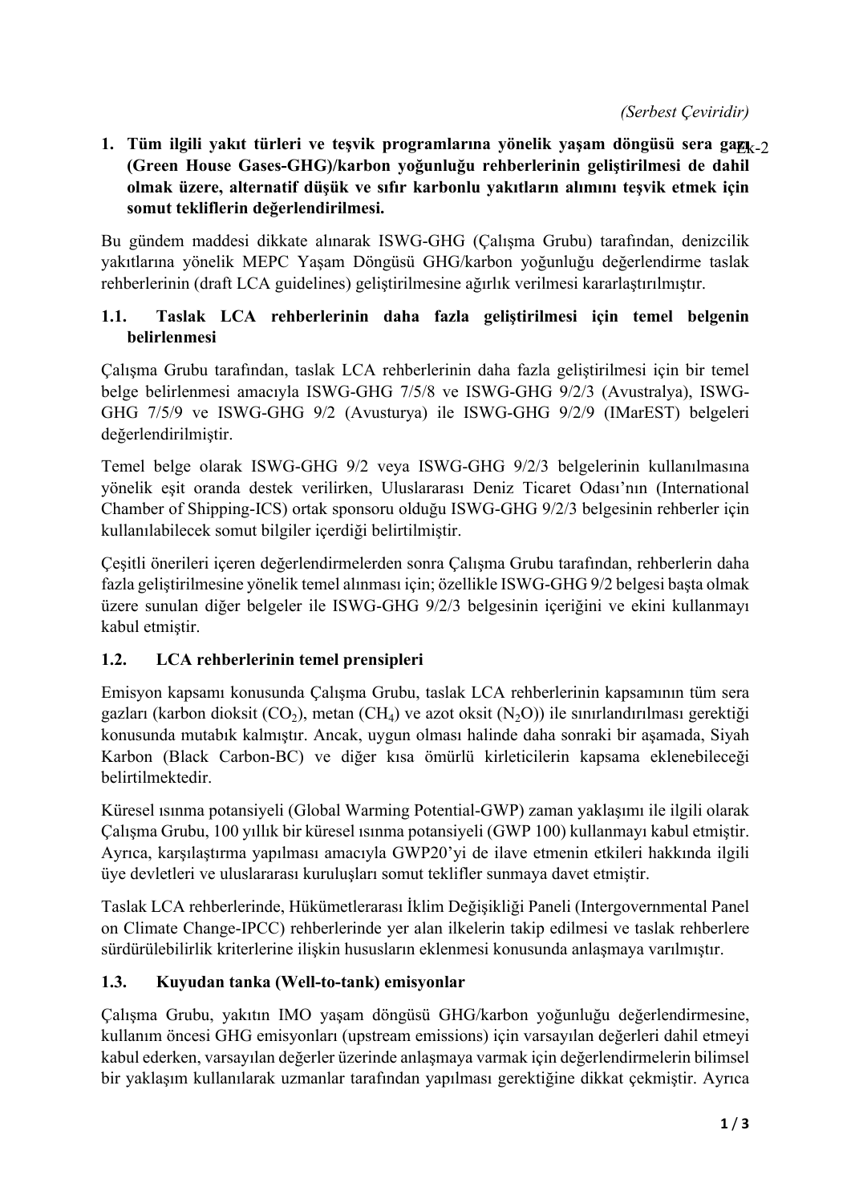*(Serbest Çeviridir)*

Ek-2

1. **Tüm ilgili yakıt türleri ve teşvik programlarına yönelik yaşam döngüsü sera gazı (Green House Gases-GHG)/karbon yoğunluğu rehberlerinin geliştirilmesi de dahil olmak üzere, alternatif düşük ve sıfır karbonlu yakıtların alımını teşvik etmek için somut tekliflerin değerlendirilmesi.**

Bu gündem maddesi dikkate alınarak ISWG-GHG (Çalışma Grubu) tarafından, denizcilik yakıtlarına yönelik MEPC Yaşam Döngüsü GHG/karbon yoğunluğu değerlendirme taslak rehberlerinin (draft LCA guidelines) geliştirilmesine ağırlık verilmesi kararlaştırılmıştır.

### 1.1. Taslak LCA rehberlerinin daha fazla geliştirilmesi için temel belgenin belirlenmesi

Çalışma Grubu tarafından, taslak LCA rehberlerinin daha fazla geliştirilmesi için bir temel belge belirlenmesi amacıyla ISWG-GHG 7/5/8 ve ISWG-GHG 9/2/3 (Avustralya), ISWG-GHG 7/5/9 ve ISWG-GHG 9/2 (Avusturya) ile ISWG-GHG 9/2/9 (IMarEST) belgeleri değerlendirilmiştir.

Temel belge olarak ISWG-GHG 9/2 veya ISWG-GHG 9/2/3 belgelerinin kullanılmasına yönelik eşit oranda destek verilirken, Uluslararası Deniz Ticaret Odası'nın (International Chamber of Shipping-ICS) ortak sponsoru olduğu ISWG-GHG 9/2/3 belgesinin rehberler için kullanılabilecek somut bilgiler içerdiği belirtilmiştir.

Çeşitli önerileri içeren değerlendirmelerden sonra Çalışma Grubu tarafından, rehberlerin daha fazla geliştirilmesine yönelik temel alınması için; özellikle ISWG-GHG 9/2 belgesi başta olmak üzere sunulan diğer belgeler ile ISWG-GHG 9/2/3 belgesinin içeriğini ve ekini kullanmayı kabul etmiştir.

### 1.2. LCA rehberlerinin temel prensipleri

Emisyon kapsamı konusunda Çalışma Grubu, taslak LCA rehberlerinin kapsamının tüm sera gazları (karbon dioksit ($CO_2$), metan ($CH_4$) ve azot oksit ($N_2O$)) ile sınırlandırılması gerektiği konusunda mutabık kalmıştır. Ancak, uygun olması halinde daha sonraki bir aşamada, Siyah Karbon (Black Carbon-BC) ve diğer kısa ömürlü kirleticilerin kapsama eklenebileceği belirtilmektedir.

Küresel ısınma potansiyeli (Global Warming Potential-GWP) zaman yaklaşımı ile ilgili olarak Çalışma Grubu, 100 yıllık bir küresel ısınma potansiyeli (GWP 100) kullanmayı kabul etmiştir. Ayrıca, karşılaştırma yapılması amacıyla GWP20'yi de ilave etmenin etkileri hakkında ilgili üye devletleri ve uluslararası kuruluşları somut teklifler sunmaya davet etmiştir.

Taslak LCA rehberlerinde, Hükümetlerarası İklim Değişikliği Paneli (Intergovernmental Panel on Climate Change-IPCC) rehberlerinde yer alan ilkelerin takip edilmesi ve taslak rehberlere sürdürülebilirlik kriterlerine ilişkin hususların eklenmesi konusunda anlaşmaya varılmıştır.

### 1.3. Kuyudan tanka (Well-to-tank) emisyonlar

Çalışma Grubu, yakıtın IMO yaşam döngüsü GHG/karbon yoğunluğu değerlendirmesine, kullanım öncesi GHG emisyonları (upstream emissions) için varsayılan değerleri dahil etmeyi kabul ederken, varsayılan değerler üzerinde anlaşmaya varmak için değerlendirmelerin bilimsel bir yaklaşım kullanılarak uzmanlar tarafından yapılması gerektiğine dikkat çekmiştir. Ayrıca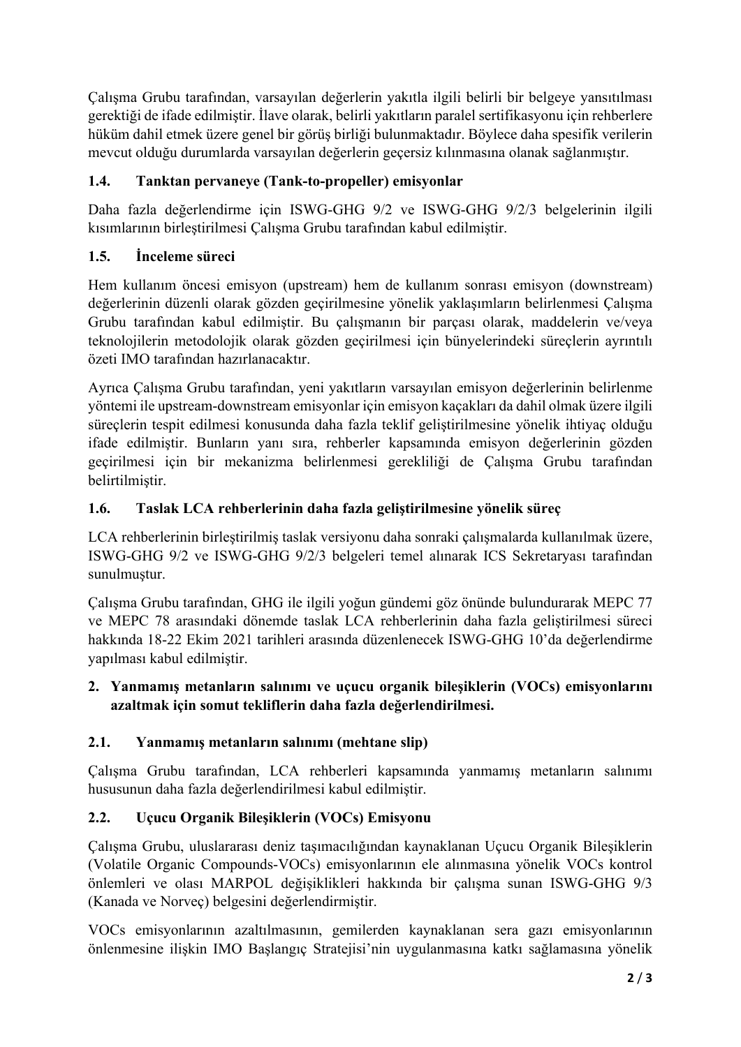Çalışma Grubu tarafından, varsayılan değerlerin yakıtla ilgili belirli bir belgeye yansıtılması gerektiği de ifade edilmiştir. İlave olarak, belirli yakıtların paralel sertifikasyonu için rehberlere hüküm dahil etmek üzere genel bir görüş birliği bulunmaktadır. Böylece daha spesifik verilerin mevcut olduğu durumlarda varsayılan değerlerin geçersiz kılınmasına olanak sağlanmıştır.

### 1.4. Tanktan pervaneye (Tank-to-propeller) emisyonlar

Daha fazla değerlendirme için ISWG-GHG 9/2 ve ISWG-GHG 9/2/3 belgelerinin ilgili kısımlarının birleştirilmesi Çalışma Grubu tarafından kabul edilmiştir.

### 1.5. İnceleme süreci

Hem kullanım öncesi emisyon (upstream) hem de kullanım sonrası emisyon (downstream) değerlerinin düzenli olarak gözden geçirilmesine yönelik yaklaşımların belirlenmesi Çalışma Grubu tarafından kabul edilmiştir. Bu çalışmanın bir parçası olarak, maddelerin ve/veya teknolojilerin metodolojik olarak gözden geçirilmesi için bünyelerindeki süreçlerin ayrıntılı özeti IMO tarafından hazırlanacaktır.

Ayrıca Çalışma Grubu tarafından, yeni yakıtların varsayılan emisyon değerlerinin belirlenme yöntemi ile upstream-downstream emisyonlar için emisyon kaçakları da dahil olmak üzere ilgili süreçlerin tespit edilmesi konusunda daha fazla teklif geliştirilmesine yönelik ihtiyaç olduğu ifade edilmiştir. Bunların yanı sıra, rehberler kapsamında emisyon değerlerinin gözden geçirilmesi için bir mekanizma belirlenmesi gerekliliği de Çalışma Grubu tarafından belirtilmiştir.

### 1.6. Taslak LCA rehberlerinin daha fazla geliştirilmesine yönelik süreç

LCA rehberlerinin birleştirilmiş taslak versiyonu daha sonraki çalışmalarda kullanılmak üzere, ISWG-GHG 9/2 ve ISWG-GHG 9/2/3 belgeleri temel alınarak ICS Sekretaryası tarafından sunulmuştur.

Çalışma Grubu tarafından, GHG ile ilgili yoğun gündemi göz önünde bulundurarak MEPC 77 ve MEPC 78 arasındaki dönemde taslak LCA rehberlerinin daha fazla geliştirilmesi süreci hakkında 18-22 Ekim 2021 tarihleri arasında düzenlenecek ISWG-GHG 10'da değerlendirme yapılması kabul edilmiştir.

## 2. Yanmamış metanların salınımı ve uçucu organik bileşiklerin (VOCs) emisyonlarını azaltmak için somut tekliflerin daha fazla değerlendirilmesi.

### 2.1. Yanmamış metanların salınımı (mehtane slip)

Çalışma Grubu tarafından, LCA rehberleri kapsamında yanmamış metanların salınımı hususunun daha fazla değerlendirilmesi kabul edilmiştir.

### 2.2. Uçucu Organik Bileşiklerin (VOCs) Emisyonu

Çalışma Grubu, uluslararası deniz taşımacılığından kaynaklanan Uçucu Organik Bileşiklerin (Volatile Organic Compounds-VOCs) emisyonlarının ele alınmasına yönelik VOCs kontrol önlemleri ve olası MARPOL değişiklikleri hakkında bir çalışma sunan ISWG-GHG 9/3 (Kanada ve Norveç) belgesini değerlendirmiştir.

VOCs emisyonlarının azaltılmasının, gemilerden kaynaklanan sera gazı emisyonlarının önlenmesine ilişkin IMO Başlangıç Stratejisi'nin uygulanmasına katkı sağlamasına yönelik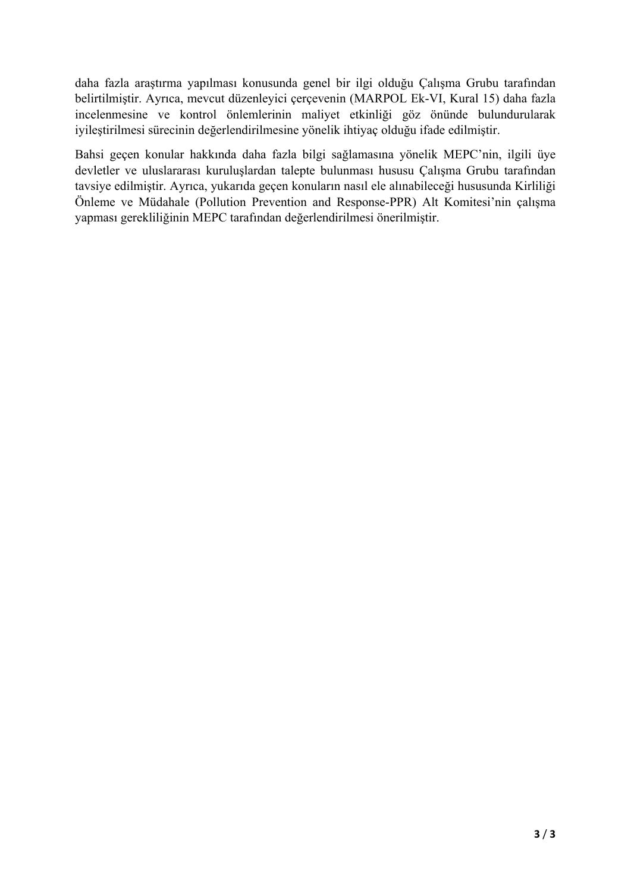daha fazla araştırma yapılması konusunda genel bir ilgi olduğu Çalışma Grubu tarafından belirtilmiştir. Ayrıca, mevcut düzenleyici çerçevenin (MARPOL Ek-VI, Kural 15) daha fazla incelenmesine ve kontrol önlemlerinin maliyet etkinliği göz önünde bulundurularak iyileştirilmesi sürecinin değerlendirilmesine yönelik ihtiyaç olduğu ifade edilmiştir.

Bahsi geçen konular hakkında daha fazla bilgi sağlamasına yönelik MEPC'nin, ilgili üye devletler ve uluslararası kuruluşlardan talepte bulunması hususu Çalışma Grubu tarafından tavsiye edilmiştir. Ayrıca, yukarıda geçen konuların nasıl ele alınabileceği hususunda Kirliliği Önleme ve Müdahale (Pollution Prevention and Response-PPR) Alt Komitesi'nin çalışma yapması gerekliliğinin MEPC tarafından değerlendirilmesi önerilmiştir.